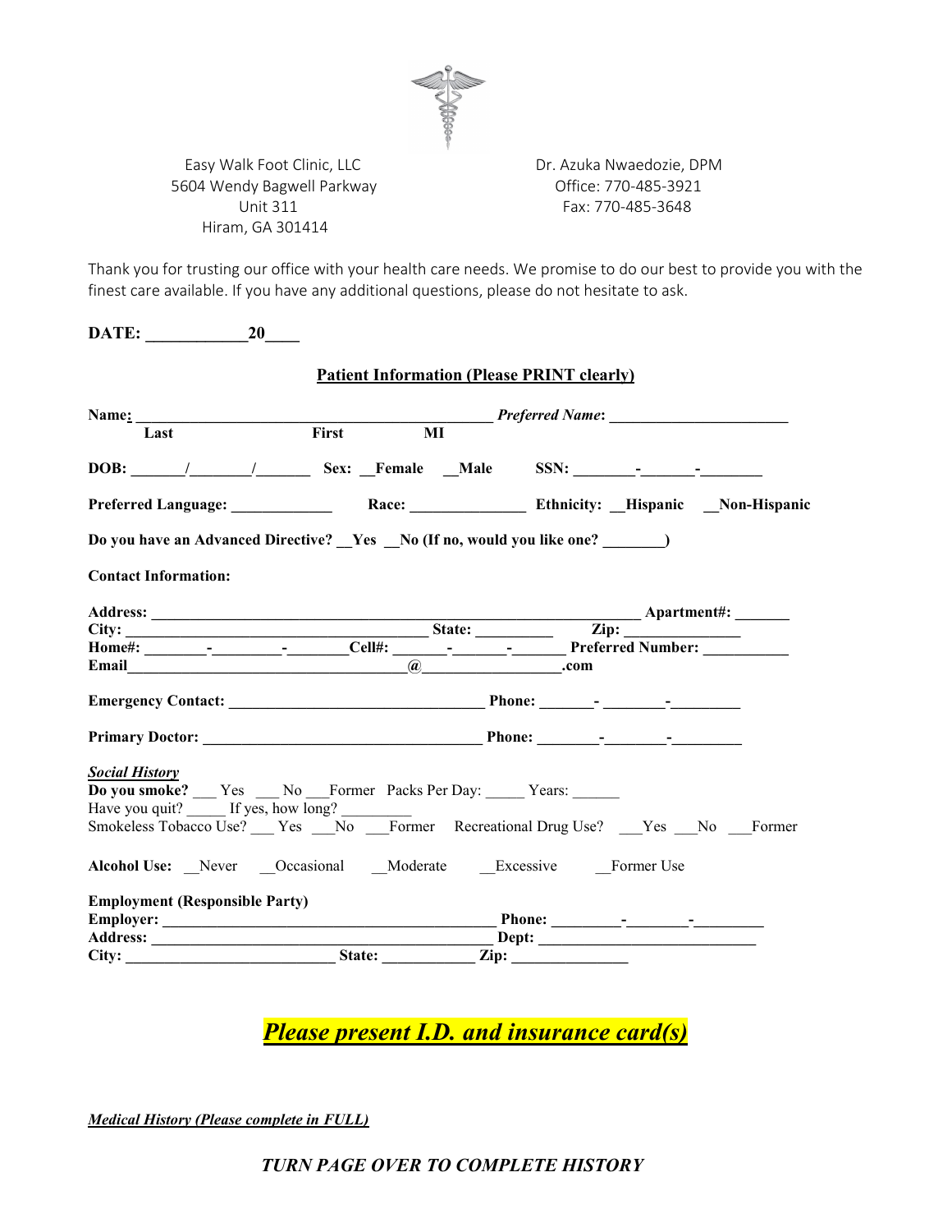Easy Walk Foot Clinic, LLC
5604 Wendy Bagwell Parkway
Unit 311
Hiram, GA 301414

Dr. Azuka Nwaedozie, DPM
Office: 770-485-3921
Fax: 770-485-3648

Thank you for trusting our office with your health care needs. We promise to do our best to provide you with the finest care available. If you have any additional questions, please do not hesitate to ask.

**DATE: ____________20____**

## Patient Information (Please PRINT clearly)

**Name: ______________________________________________** ***Preferred Name*: ______________________**
**Last                    First                    MI**

**DOB: _______/________/_______ Sex: __Female __Male SSN: ________-_______-________**

**Preferred Language: _____________ Race: _______________ Ethnicity: __Hispanic __Non-Hispanic**

**Do you have an Advanced Directive? __Yes __No (If no, would you like one? ________)**

**Contact Information:**

**Address: ______________________________________________________________ Apartment#: _______**
**City: _____________________________________ State: _________ Zip: _______________**
**Home#: ________-_________-________Cell#: _______-_______-_______ Preferred Number: ___________**
**Email___________________________________@_________________.com**

**Emergency Contact: _________________________________ Phone: _______- ________-_________**

**Primary Doctor: ____________________________________ Phone: ________-________-_________**

***Social History***
**Do you smoke?** ___ Yes ___ No ___Former Packs Per Day: _____ Years: ______
Have you quit? _____ If yes, how long? _________
Smokeless Tobacco Use? ___ Yes ___No ___Former Recreational Drug Use? ___Yes ___No ___Former

**Alcohol Use:** __Never __Occasional __Moderate __Excessive __Former Use

**Employment (Responsible Party)**
**Employer: ____________________________________________ Phone: _________-________-_________**
**Address: _____________________________________________ Dept: ____________________________**
**City: ___________________________ State: ____________ Zip: _______________**

***Please present I.D. and insurance card(s)***

***Medical History (Please complete in FULL)***

***TURN PAGE OVER TO COMPLETE HISTORY***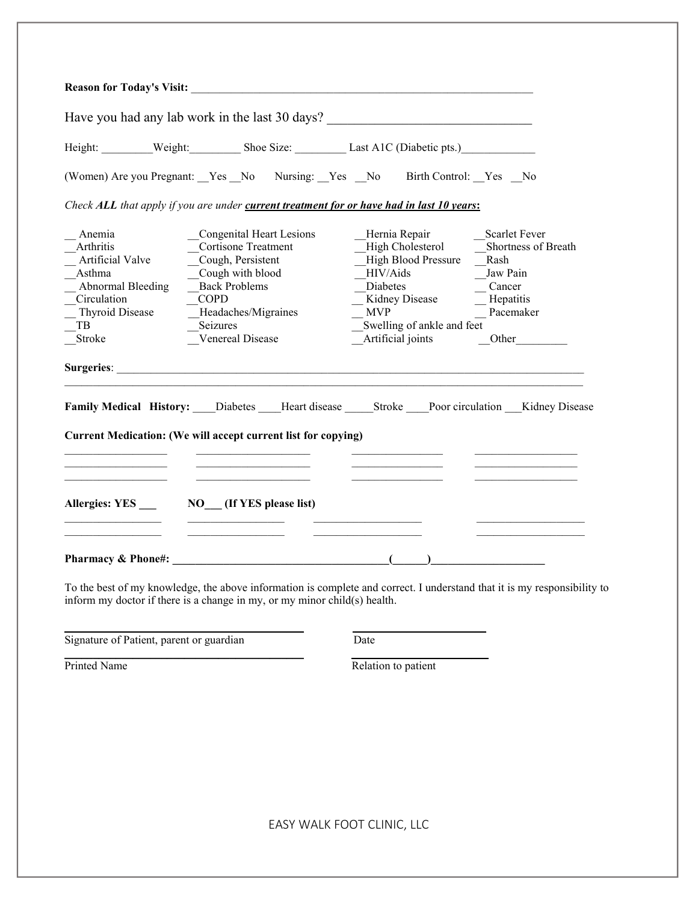**Reason for Today's Visit:** ____________________________________________________________

Have you had any lab work in the last 30 days? ________________________________

Height: _________Weight:_________ Shoe Size: _________ Last A1C (Diabetic pts.)_____________

(Women) Are you Pregnant: __Yes __No  Nursing: __Yes __No  Birth Control: __Yes __No

*Check **ALL** that apply if you are under **current treatment for or have had in last 10 years**:*

| | | | |
|---|---|---|---|
| __ Anemia | __Congenital Heart Lesions | __Hernia Repair | __Scarlet Fever |
| __Arthritis | __Cortisone Treatment | __High Cholesterol | __Shortness of Breath |
| __ Artificial Valve | __Cough, Persistent | __High Blood Pressure | __Rash |
| __Asthma | __Cough with blood | __HIV/Aids | __Jaw Pain |
| __ Abnormal Bleeding | __Back Problems | __Diabetes | __ Cancer |
| __Circulation | __COPD | __ Kidney Disease | __ Hepatitis |
| __ Thyroid Disease | __Headaches/Migraines | __ MVP | __ Pacemaker |
| __TB | __Seizures | __Swelling of ankle and feet | |
| __Stroke | __Venereal Disease | __Artificial joints | __Other_________ |

**Surgeries**: ________________________________________________________________________________

________________________________________________________________________________

**Family Medical History:** ____Diabetes ____Heart disease _____Stroke ____Poor circulation ___Kidney Disease

**Current Medication: (We will accept current list for copying)**

__________________ ____________________ ________________ __________________

__________________ ____________________ ________________ __________________

__________________ ____________________ ________________ __________________

**Allergies: YES ___  NO___ (If YES please list)**

_________________ _________________ ___________________ ___________________

_________________ _________________ ___________________ ___________________

**Pharmacy & Phone#: _____________________________________(______)____________________**

To the best of my knowledge, the above information is complete and correct. I understand that it is my responsibility to inform my doctor if there is a change in my, or my minor child(s) health.

________________________________________  ______________________

Signature of Patient, parent or guardian  Date

________________________________________  ______________________

Printed Name  Relation to patient

EASY WALK FOOT CLINIC, LLC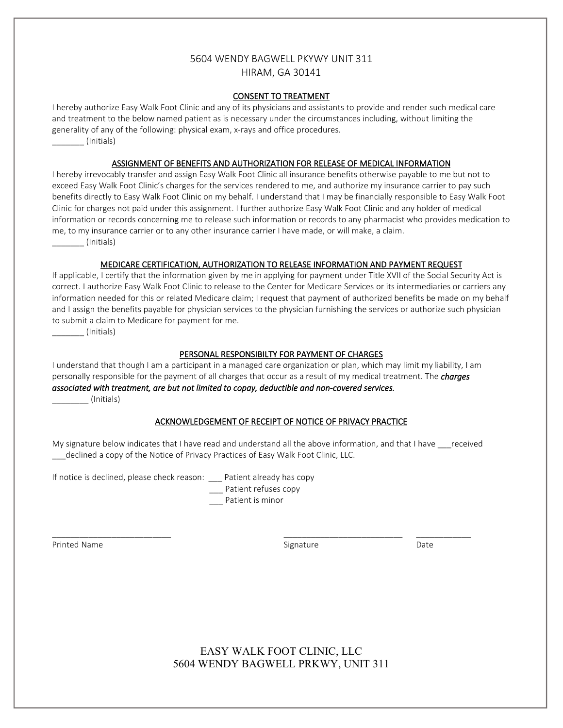5604 WENDY BAGWELL PKYWY UNIT 311
HIRAM, GA 30141

## CONSENT TO TREATMENT

I hereby authorize Easy Walk Foot Clinic and any of its physicians and assistants to provide and render such medical care and treatment to the below named patient as is necessary under the circumstances including, without limiting the generality of any of the following: physical exam, x-rays and office procedures.
_______ (Initials)

## ASSIGNMENT OF BENEFITS AND AUTHORIZATION FOR RELEASE OF MEDICAL INFORMATION

I hereby irrevocably transfer and assign Easy Walk Foot Clinic all insurance benefits otherwise payable to me but not to exceed Easy Walk Foot Clinic's charges for the services rendered to me, and authorize my insurance carrier to pay such benefits directly to Easy Walk Foot Clinic on my behalf. I understand that I may be financially responsible to Easy Walk Foot Clinic for charges not paid under this assignment. I further authorize Easy Walk Foot Clinic and any holder of medical information or records concerning me to release such information or records to any pharmacist who provides medication to me, to my insurance carrier or to any other insurance carrier I have made, or will make, a claim.
_______ (Initials)

## MEDICARE CERTIFICATION, AUTHORIZATION TO RELEASE INFORMATION AND PAYMENT REQUEST

If applicable, I certify that the information given by me in applying for payment under Title XVII of the Social Security Act is correct. I authorize Easy Walk Foot Clinic to release to the Center for Medicare Services or its intermediaries or carriers any information needed for this or related Medicare claim; I request that payment of authorized benefits be made on my behalf and I assign the benefits payable for physician services to the physician furnishing the services or authorize such physician to submit a claim to Medicare for payment for me.
_______ (Initials)

## PERSONAL RESPONSIBILTY FOR PAYMENT OF CHARGES

I understand that though I am a participant in a managed care organization or plan, which may limit my liability, I am personally responsible for the payment of all charges that occur as a result of my medical treatment. The ***charges associated with treatment, are but not limited to copay, deductible and non-covered services.***
________ (Initials)

## ACKNOWLEDGEMENT OF RECEIPT OF NOTICE OF PRIVACY PRACTICE

My signature below indicates that I have read and understand all the above information, and that I have ___received ___declined a copy of the Notice of Privacy Practices of Easy Walk Foot Clinic, LLC.

If notice is declined, please check reason: ___ Patient already has copy
___ Patient refuses copy
___ Patient is minor

_________________________ _________________________ ____________
Printed Name Signature Date

EASY WALK FOOT CLINIC, LLC
5604 WENDY BAGWELL PRKWY, UNIT 311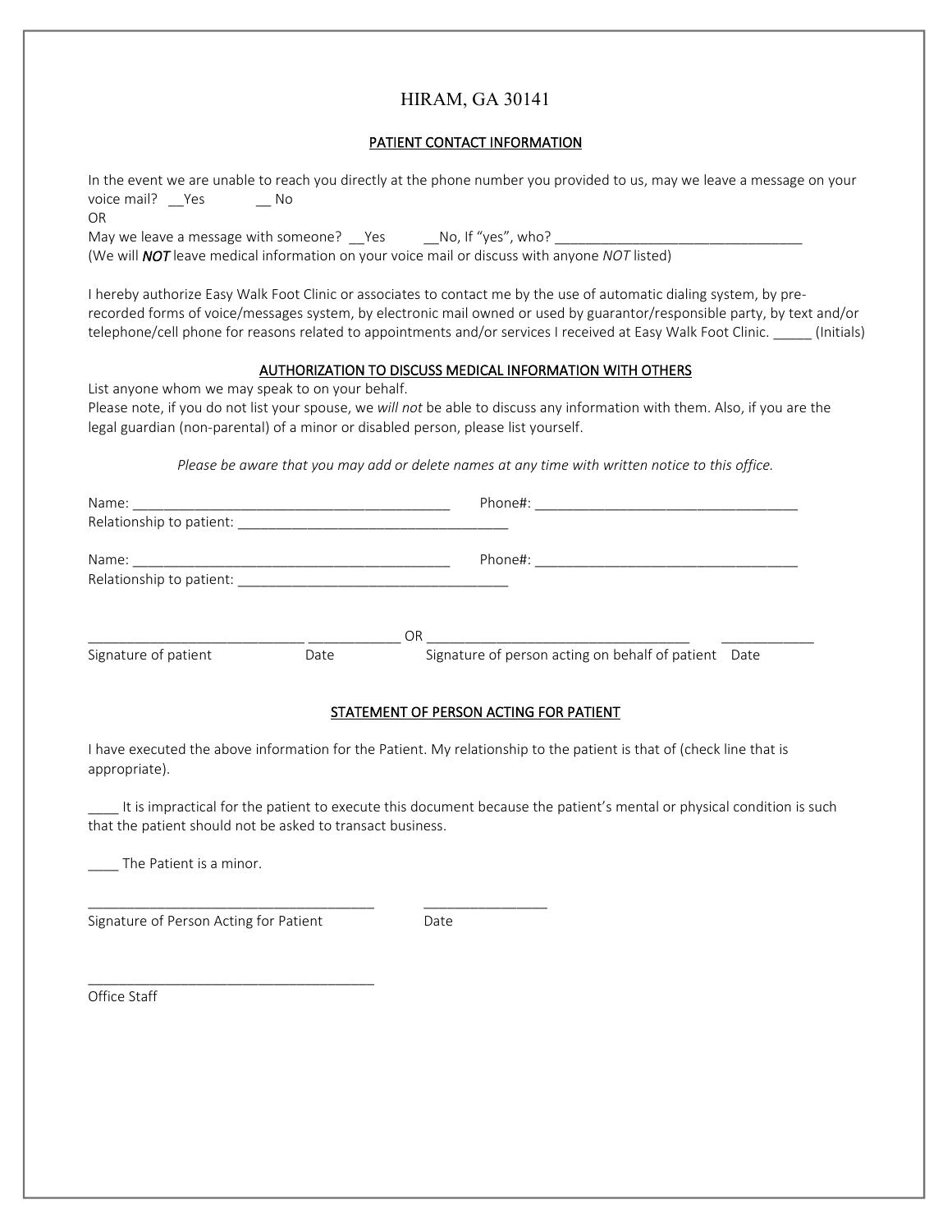HIRAM, GA 30141

## PATIENT CONTACT INFORMATION

In the event we are unable to reach you directly at the phone number you provided to us, may we leave a message on your voice mail? __Yes __ No

OR

May we leave a message with someone? __Yes __No, If "yes", who? ________________________________

(We will ***NOT*** leave medical information on your voice mail or discuss with anyone *NOT* listed)

I hereby authorize Easy Walk Foot Clinic or associates to contact me by the use of automatic dialing system, by pre-recorded forms of voice/messages system, by electronic mail owned or used by guarantor/responsible party, by text and/or telephone/cell phone for reasons related to appointments and/or services I received at Easy Walk Foot Clinic. _____ (Initials)

## AUTHORIZATION TO DISCUSS MEDICAL INFORMATION WITH OTHERS

List anyone whom we may speak to on your behalf.

Please note, if you do not list your spouse, we *will not* be able to discuss any information with them. Also, if you are the legal guardian (non-parental) of a minor or disabled person, please list yourself.

*Please be aware that you may add or delete names at any time with written notice to this office.*

Name: __________________________________________ Phone#: ___________________________________

Relationship to patient: ____________________________________

Name: __________________________________________ Phone#: ___________________________________

Relationship to patient: ____________________________________

____________________________ ____________ OR __________________________________ ____________

Signature of patient Date Signature of person acting on behalf of patient Date

## STATEMENT OF PERSON ACTING FOR PATIENT

I have executed the above information for the Patient. My relationship to the patient is that of (check line that is appropriate).

____ It is impractical for the patient to execute this document because the patient's mental or physical condition is such that the patient should not be asked to transact business.

____ The Patient is a minor.

______________________________________ ________________

Signature of Person Acting for Patient Date

______________________________________

Office Staff